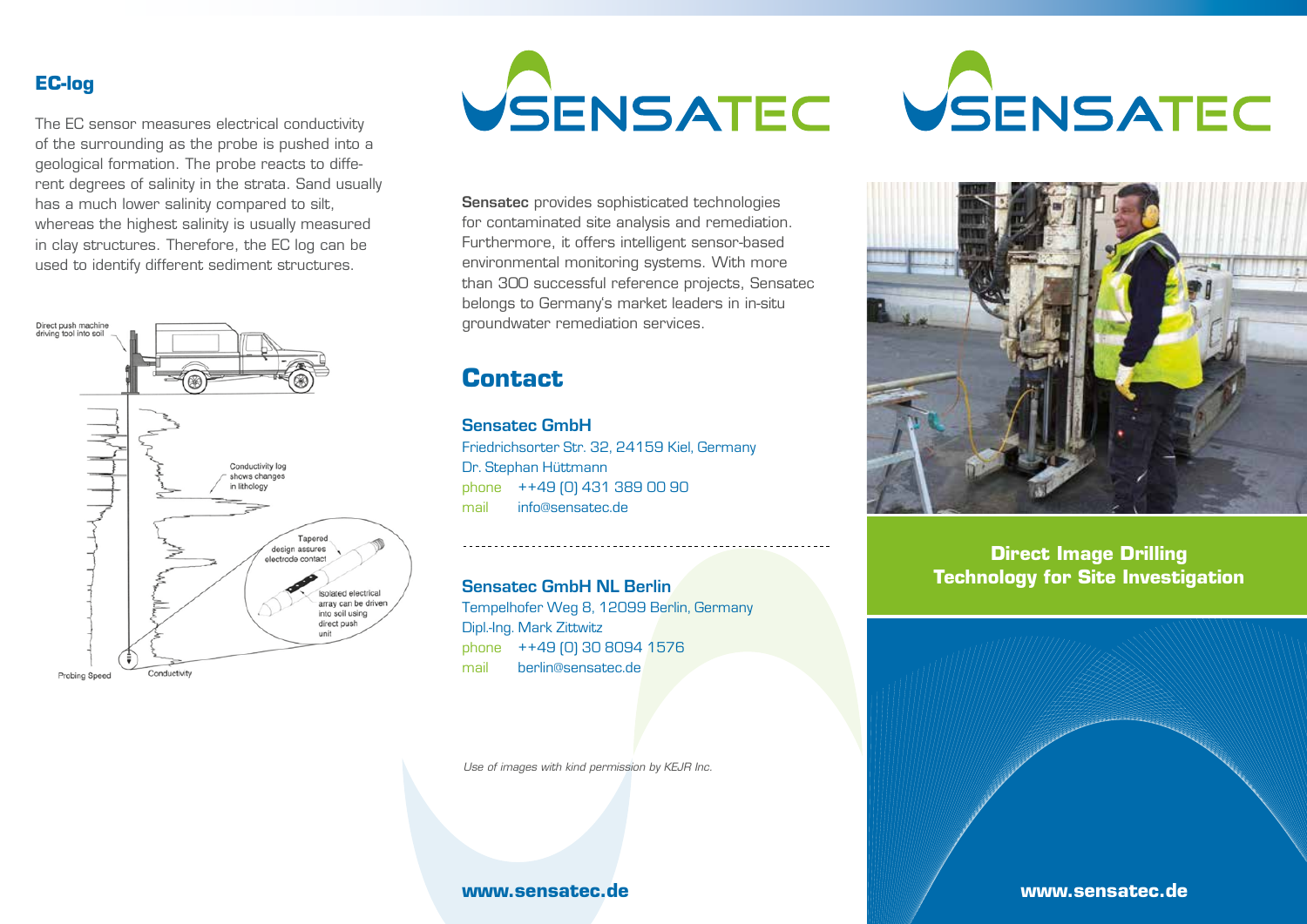## EC-log

The EC sensor measures electrical conductivity of the surrounding as the probe is pushed into a geological formation. The probe reacts to different degrees of salinity in the strata. Sand usually has a much lower salinity compared to silt, whereas the highest salinity is usually measured in clay structures. Therefore, the EC log can be used to identify different sediment structures.

Direct push machine driving tool into soil

Conductivity log shows changes in lithology

Tapered design assures electrode contact

Isolated electrical array can be driven into soil using direct push unit

Probing Speed

Conductivity

# SENSATEC

**Sensatec** provides sophisticated technologies for contaminated site analysis and remediation. Furthermore, it offers intelligent sensor-based environmental monitoring systems. With more than 300 successful reference projects, Sensatec belongs to Germany's market leaders in in-situ groundwater remediation services.

## Contact

### Sensatec GmbH

Friedrichsorter Str. 32, 24159 Kiel, Germany
Dr. Stephan Hüttmann
phone ++49 (0) 431 389 00 90
mail info@sensatec.de

### Sensatec GmbH NL Berlin

Tempelhofer Weg 8, 12099 Berlin, Germany
Dipl.-Ing. Mark Zittwitz
phone ++49 (0) 30 8094 1576
mail berlin@sensatec.de

*Use of images with kind permission by KEJR Inc.*

**www.sensatec.de**

# SENSATEC

## Direct Image Drilling Technology for Site Investigation

**www.sensatec.de**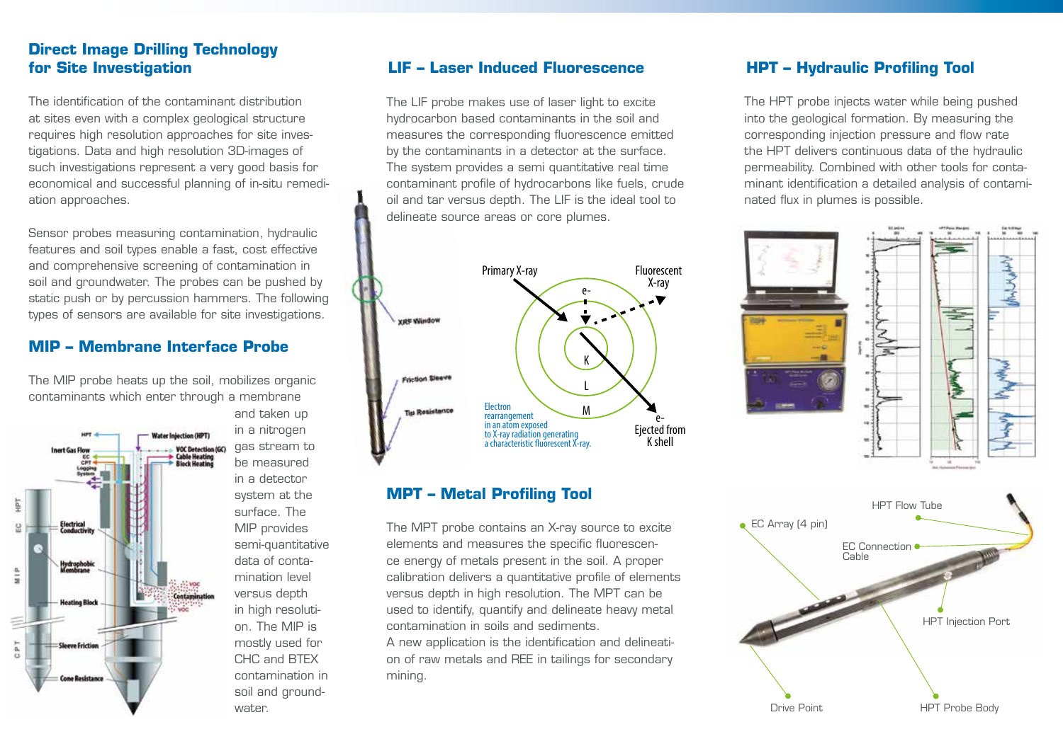## Direct Image Drilling Technology for Site Investigation

The identification of the contaminant distribution at sites even with a complex geological structure requires high resolution approaches for site investigations. Data and high resolution 3D-images of such investigations represent a very good basis for economical and successful planning of in-situ remediation approaches.

Sensor probes measuring contamination, hydraulic features and soil types enable a fast, cost effective and comprehensive screening of contamination in soil and groundwater. The probes can be pushed by static push or by percussion hammers. The following types of sensors are available for site investigations.

## MIP – Membrane Interface Probe

The MIP probe heats up the soil, mobilizes organic contaminants which enter through a membrane and taken up in a nitrogen gas stream to be measured in a detector system at the surface. The MIP provides semi-quantitative data of contamination level versus depth in high resolution. The MIP is mostly used for CHC and BTEX contamination in soil and groundwater.

HPT
Water Injection (HPT)
Inert Gas Flow
EC
CPT
Logging System
VOC Detection (GC)
Cable Heating
Block Heating
Electrical Conductivity
Hydrophobic Membrane
VOC
Contamination
VOC
Heating Block
Sleeve Friction
Cone Resistance
HPT
EC
MIP
CPT

## LIF – Laser Induced Fluorescence

The LIF probe makes use of laser light to excite hydrocarbon based contaminants in the soil and measures the corresponding fluorescence emitted by the contaminants in a detector at the surface. The system provides a semi quantitative real time contaminant profile of hydrocarbons like fuels, crude oil and tar versus depth. The LIF is the ideal tool to delineate source areas or core plumes.

XRF Window
Friction Sleeve
Tip Resistance

Primary X-ray
Fluorescent X-ray
e-
K
L
M
e-
Ejected from K shell
Electron rearrangement in an atom exposed to X-ray radiation generating a characteristic fluorescent X-ray.

## MPT – Metal Profiling Tool

The MPT probe contains an X-ray source to excite elements and measures the specific fluorescence energy of metals present in the soil. A proper calibration delivers a quantitative profile of elements versus depth in high resolution. The MPT can be used to identify, quantify and delineate heavy metal contamination in soils and sediments.
A new application is the identification and delineation of raw metals and REE in tailings for secondary mining.

## HPT – Hydraulic Profiling Tool

The HPT probe injects water while being pushed into the geological formation. By measuring the corresponding injection pressure and flow rate the HPT delivers continuous data of the hydraulic permeability. Combined with other tools for contaminant identification a detailed analysis of contaminated flux in plumes is possible.

HPT Flow Tube
EC Array (4 pin)
EC Connection Cable
HPT Injection Port
Drive Point
HPT Probe Body